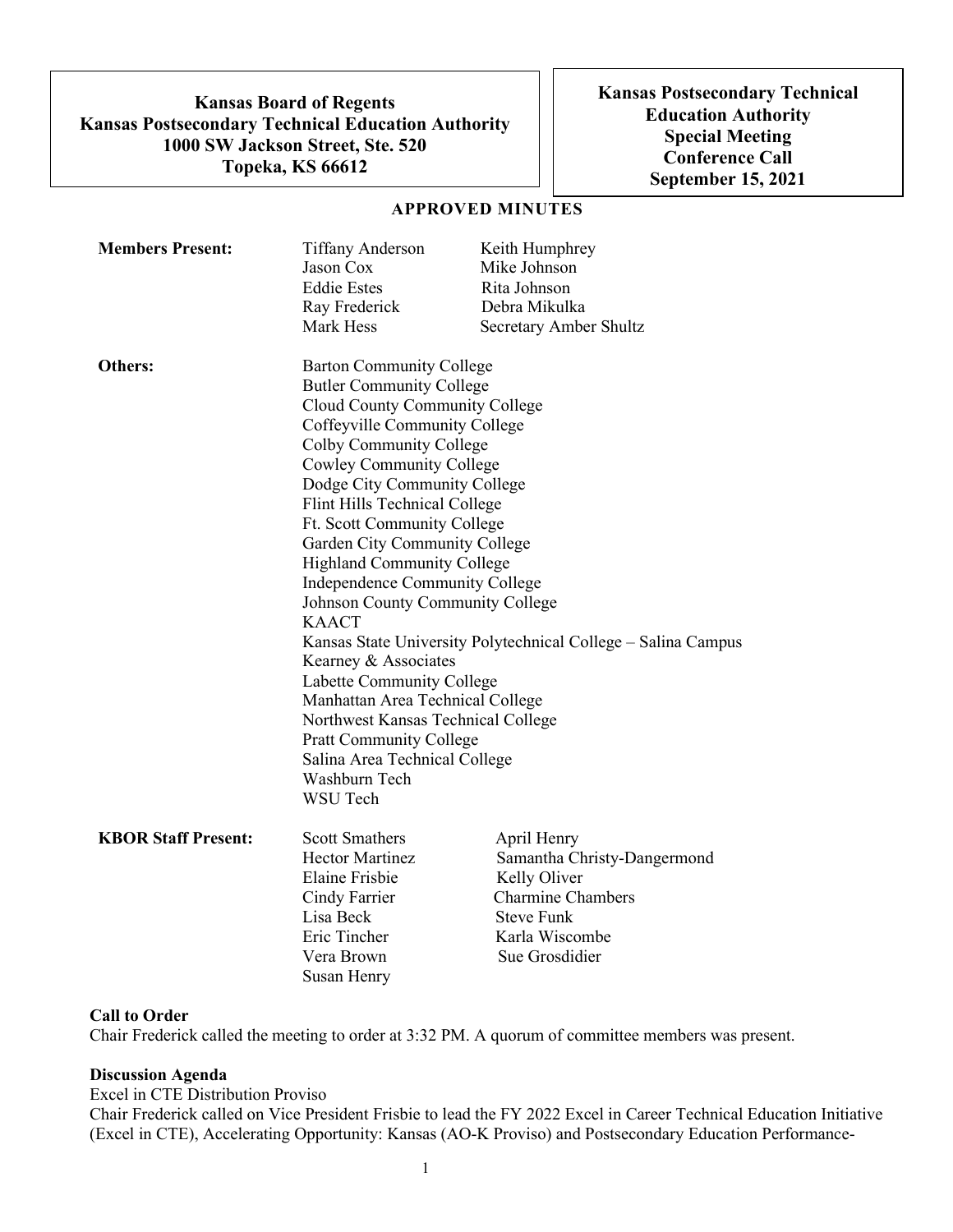**Kansas Board of Regents**
**Kansas Postsecondary Technical Education Authority**
**1000 SW Jackson Street, Ste. 520**
**Topeka, KS 66612**

**Kansas Postsecondary Technical Education Authority**
**Special Meeting**
**Conference Call**
**September 15, 2021**

**APPROVED MINUTES**

**Members Present:**

Tiffany Anderson, Keith Humphrey, Jason Cox, Mike Johnson, Eddie Estes, Rita Johnson, Ray Frederick, Debra Mikulka, Mark Hess, Secretary Amber Shultz

**Others:**

Barton Community College
Butler Community College
Cloud County Community College
Coffeyville Community College
Colby Community College
Cowley Community College
Dodge City Community College
Flint Hills Technical College
Ft. Scott Community College
Garden City Community College
Highland Community College
Independence Community College
Johnson County Community College
KAACT
Kansas State University Polytechnical College – Salina Campus
Kearney & Associates
Labette Community College
Manhattan Area Technical College
Northwest Kansas Technical College
Pratt Community College
Salina Area Technical College
Washburn Tech
WSU Tech

**KBOR Staff Present:**

Scott Smathers, April Henry, Hector Martinez, Samantha Christy-Dangermond, Elaine Frisbie, Kelly Oliver, Cindy Farrier, Charmine Chambers, Lisa Beck, Steve Funk, Eric Tincher, Karla Wiscombe, Vera Brown, Sue Grosdidier, Susan Henry

**Call to Order**

Chair Frederick called the meeting to order at 3:32 PM. A quorum of committee members was present.

**Discussion Agenda**

Excel in CTE Distribution Proviso

Chair Frederick called on Vice President Frisbie to lead the FY 2022 Excel in Career Technical Education Initiative (Excel in CTE), Accelerating Opportunity: Kansas (AO-K Proviso) and Postsecondary Education Performance-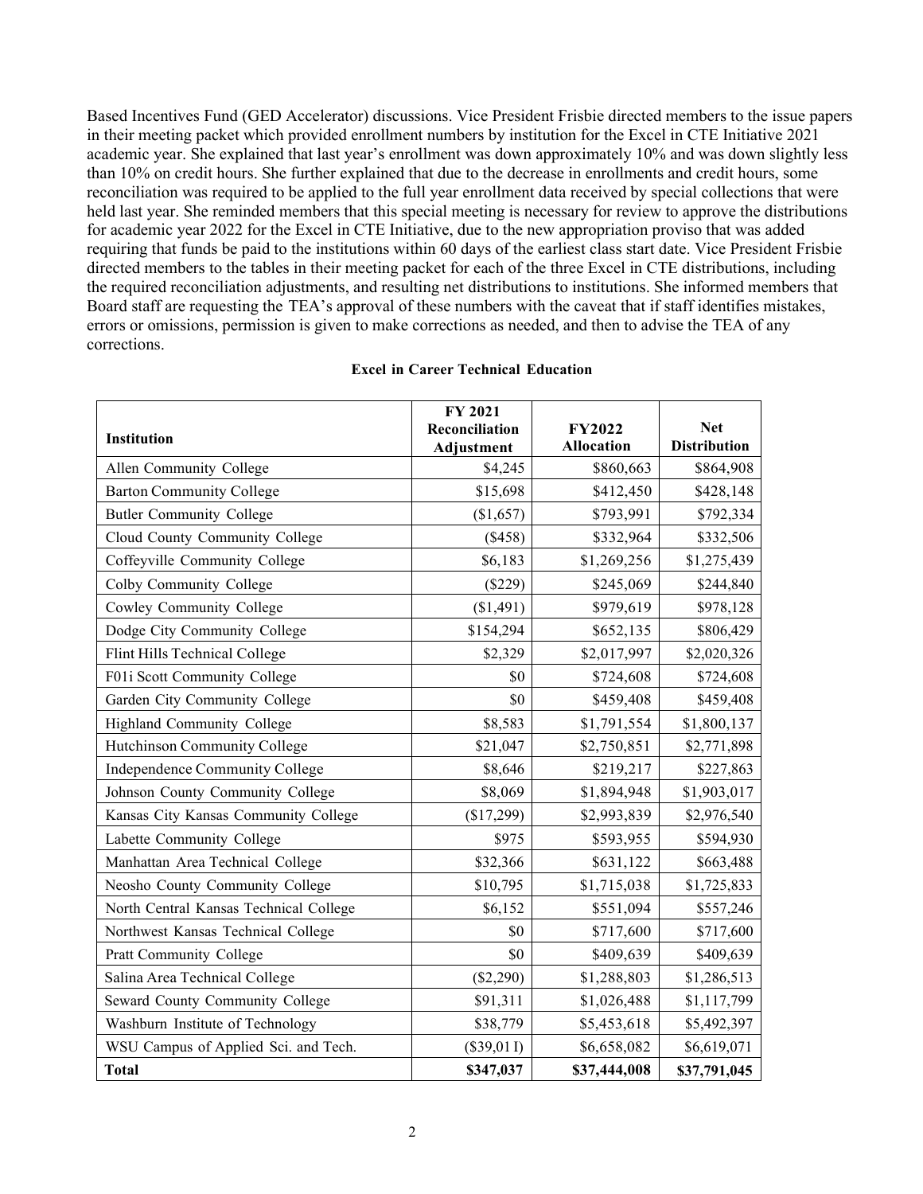Based Incentives Fund (GED Accelerator) discussions. Vice President Frisbie directed members to the issue papers in their meeting packet which provided enrollment numbers by institution for the Excel in CTE Initiative 2021 academic year. She explained that last year's enrollment was down approximately 10% and was down slightly less than 10% on credit hours. She further explained that due to the decrease in enrollments and credit hours, some reconciliation was required to be applied to the full year enrollment data received by special collections that were held last year. She reminded members that this special meeting is necessary for review to approve the distributions for academic year 2022 for the Excel in CTE Initiative, due to the new appropriation proviso that was added requiring that funds be paid to the institutions within 60 days of the earliest class start date. Vice President Frisbie directed members to the tables in their meeting packet for each of the three Excel in CTE distributions, including the required reconciliation adjustments, and resulting net distributions to institutions. She informed members that Board staff are requesting the TEA's approval of these numbers with the caveat that if staff identifies mistakes, errors or omissions, permission is given to make corrections as needed, and then to advise the TEA of any corrections.

**Excel in Career Technical Education**

| Institution | FY 2021 Reconciliation Adjustment | FY2022 Allocation | Net Distribution |
|---|---|---|---|
| Allen Community College | $4,245 | $860,663 | $864,908 |
| Barton Community College | $15,698 | $412,450 | $428,148 |
| Butler Community College | ($1,657) | $793,991 | $792,334 |
| Cloud County Community College | ($458) | $332,964 | $332,506 |
| Coffeyville Community College | $6,183 | $1,269,256 | $1,275,439 |
| Colby Community College | ($229) | $245,069 | $244,840 |
| Cowley Community College | ($1,491) | $979,619 | $978,128 |
| Dodge City Community College | $154,294 | $652,135 | $806,429 |
| Flint Hills Technical College | $2,329 | $2,017,997 | $2,020,326 |
| F01i Scott Community College | $0 | $724,608 | $724,608 |
| Garden City Community College | $0 | $459,408 | $459,408 |
| Highland Community College | $8,583 | $1,791,554 | $1,800,137 |
| Hutchinson Community College | $21,047 | $2,750,851 | $2,771,898 |
| Independence Community College | $8,646 | $219,217 | $227,863 |
| Johnson County Community College | $8,069 | $1,894,948 | $1,903,017 |
| Kansas City Kansas Community College | ($17,299) | $2,993,839 | $2,976,540 |
| Labette Community College | $975 | $593,955 | $594,930 |
| Manhattan Area Technical College | $32,366 | $631,122 | $663,488 |
| Neosho County Community College | $10,795 | $1,715,038 | $1,725,833 |
| North Central Kansas Technical College | $6,152 | $551,094 | $557,246 |
| Northwest Kansas Technical College | $0 | $717,600 | $717,600 |
| Pratt Community College | $0 | $409,639 | $409,639 |
| Salina Area Technical College | ($2,290) | $1,288,803 | $1,286,513 |
| Seward County Community College | $91,311 | $1,026,488 | $1,117,799 |
| Washburn Institute of Technology | $38,779 | $5,453,618 | $5,492,397 |
| WSU Campus of Applied Sci. and Tech. | ($39,01 I) | $6,658,082 | $6,619,071 |
| **Total** | **$347,037** | **$37,444,008** | **$37,791,045** |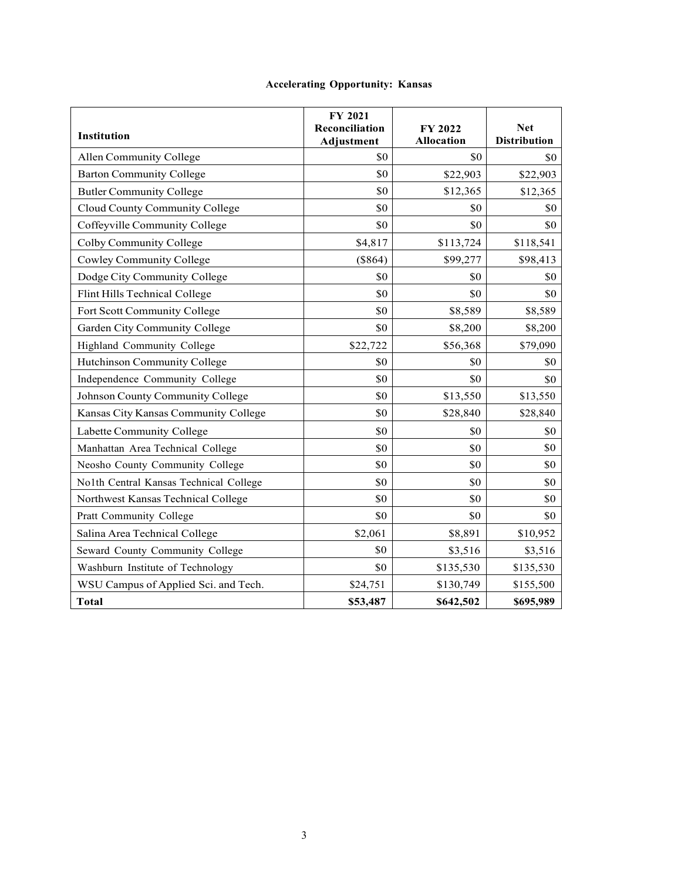**Accelerating Opportunity: Kansas**

| Institution | FY 2021 Reconciliation Adjustment | FY 2022 Allocation | Net Distribution |
|---|---|---|---|
| Allen Community College | $0 | $0 | $0 |
| Barton Community College | $0 | $22,903 | $22,903 |
| Butler Community College | $0 | $12,365 | $12,365 |
| Cloud County Community College | $0 | $0 | $0 |
| Coffeyville Community College | $0 | $0 | $0 |
| Colby Community College | $4,817 | $113,724 | $118,541 |
| Cowley Community College | ($864) | $99,277 | $98,413 |
| Dodge City Community College | $0 | $0 | $0 |
| Flint Hills Technical College | $0 | $0 | $0 |
| Fort Scott Community College | $0 | $8,589 | $8,589 |
| Garden City Community College | $0 | $8,200 | $8,200 |
| Highland Community College | $22,722 | $56,368 | $79,090 |
| Hutchinson Community College | $0 | $0 | $0 |
| Independence Community College | $0 | $0 | $0 |
| Johnson County Community College | $0 | $13,550 | $13,550 |
| Kansas City Kansas Community College | $0 | $28,840 | $28,840 |
| Labette Community College | $0 | $0 | $0 |
| Manhattan Area Technical College | $0 | $0 | $0 |
| Neosho County Community College | $0 | $0 | $0 |
| No1th Central Kansas Technical College | $0 | $0 | $0 |
| Northwest Kansas Technical College | $0 | $0 | $0 |
| Pratt Community College | $0 | $0 | $0 |
| Salina Area Technical College | $2,061 | $8,891 | $10,952 |
| Seward County Community College | $0 | $3,516 | $3,516 |
| Washburn Institute of Technology | $0 | $135,530 | $135,530 |
| WSU Campus of Applied Sci. and Tech. | $24,751 | $130,749 | $155,500 |
| **Total** | **$53,487** | **$642,502** | **$695,989** |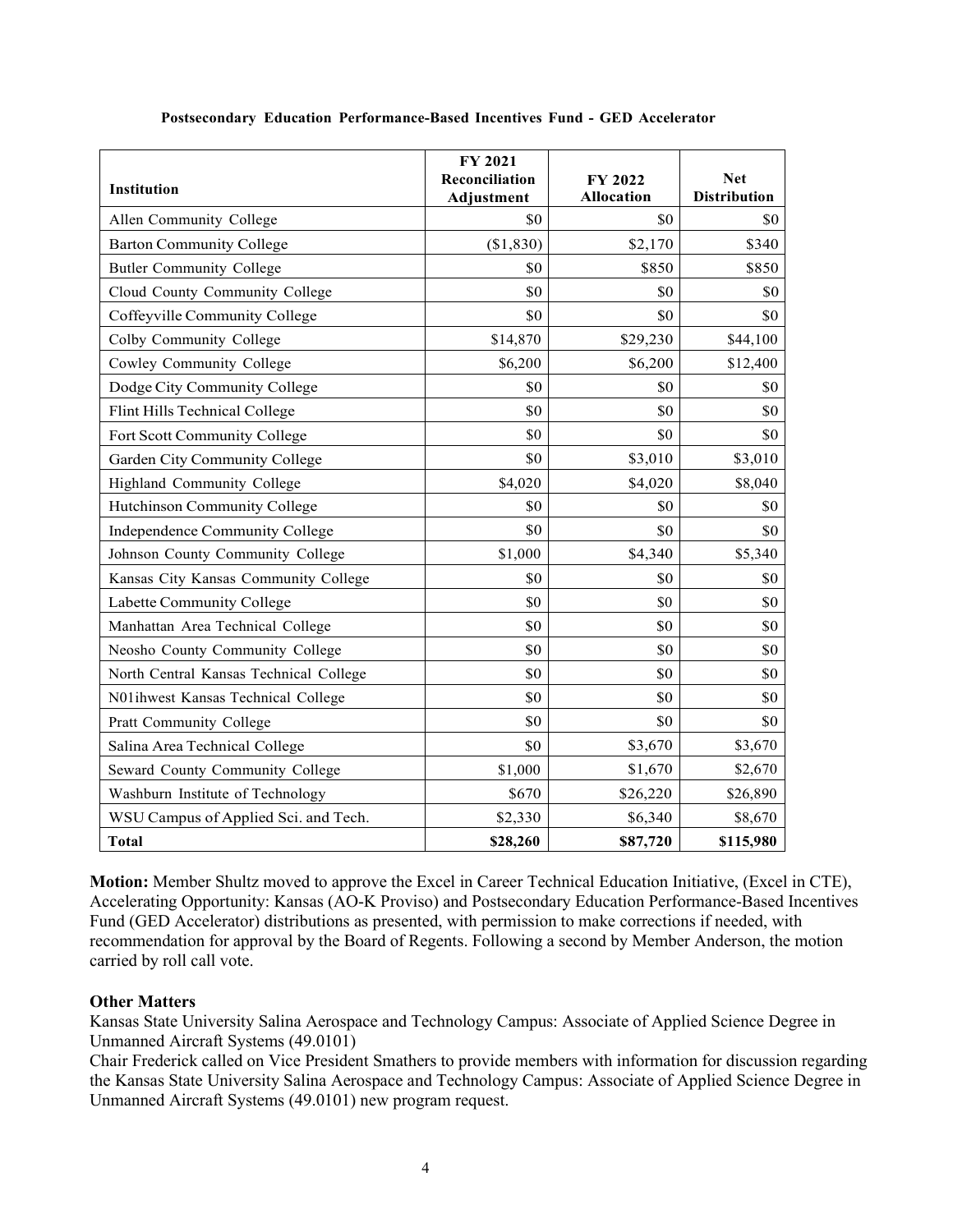**Postsecondary Education Performance-Based Incentives Fund - GED Accelerator**

| Institution | FY 2021 Reconciliation Adjustment | FY 2022 Allocation | Net Distribution |
|---|---|---|---|
| Allen Community College | $0 | $0 | $0 |
| Barton Community College | ($1,830) | $2,170 | $340 |
| Butler Community College | $0 | $850 | $850 |
| Cloud County Community College | $0 | $0 | $0 |
| Coffeyville Community College | $0 | $0 | $0 |
| Colby Community College | $14,870 | $29,230 | $44,100 |
| Cowley Community College | $6,200 | $6,200 | $12,400 |
| Dodge City Community College | $0 | $0 | $0 |
| Flint Hills Technical College | $0 | $0 | $0 |
| Fort Scott Community College | $0 | $0 | $0 |
| Garden City Community College | $0 | $3,010 | $3,010 |
| Highland Community College | $4,020 | $4,020 | $8,040 |
| Hutchinson Community College | $0 | $0 | $0 |
| Independence Community College | $0 | $0 | $0 |
| Johnson County Community College | $1,000 | $4,340 | $5,340 |
| Kansas City Kansas Community College | $0 | $0 | $0 |
| Labette Community College | $0 | $0 | $0 |
| Manhattan Area Technical College | $0 | $0 | $0 |
| Neosho County Community College | $0 | $0 | $0 |
| North Central Kansas Technical College | $0 | $0 | $0 |
| N01ihwest Kansas Technical College | $0 | $0 | $0 |
| Pratt Community College | $0 | $0 | $0 |
| Salina Area Technical College | $0 | $3,670 | $3,670 |
| Seward County Community College | $1,000 | $1,670 | $2,670 |
| Washburn Institute of Technology | $670 | $26,220 | $26,890 |
| WSU Campus of Applied Sci. and Tech. | $2,330 | $6,340 | $8,670 |
| **Total** | **$28,260** | **$87,720** | **$115,980** |

**Motion:** Member Shultz moved to approve the Excel in Career Technical Education Initiative, (Excel in CTE), Accelerating Opportunity: Kansas (AO-K Proviso) and Postsecondary Education Performance-Based Incentives Fund (GED Accelerator) distributions as presented, with permission to make corrections if needed, with recommendation for approval by the Board of Regents. Following a second by Member Anderson, the motion carried by roll call vote.

**Other Matters**

Kansas State University Salina Aerospace and Technology Campus: Associate of Applied Science Degree in Unmanned Aircraft Systems (49.0101)

Chair Frederick called on Vice President Smathers to provide members with information for discussion regarding the Kansas State University Salina Aerospace and Technology Campus: Associate of Applied Science Degree in Unmanned Aircraft Systems (49.0101) new program request.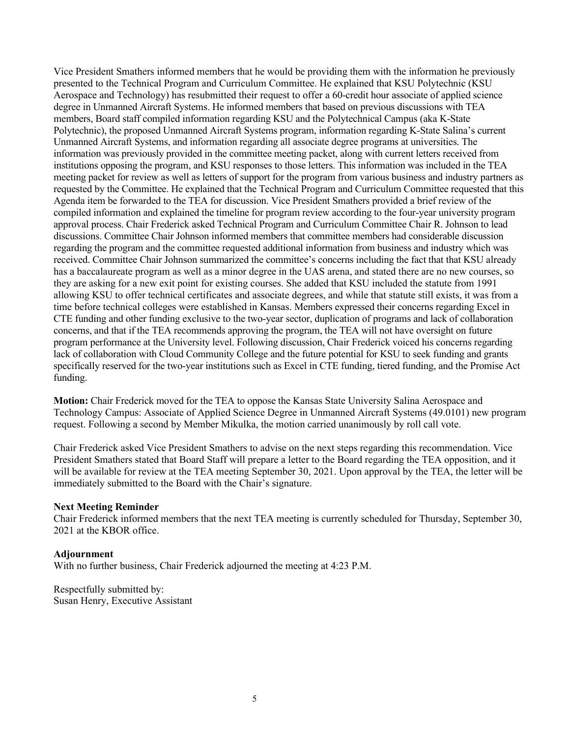Vice President Smathers informed members that he would be providing them with the information he previously presented to the Technical Program and Curriculum Committee. He explained that KSU Polytechnic (KSU Aerospace and Technology) has resubmitted their request to offer a 60-credit hour associate of applied science degree in Unmanned Aircraft Systems. He informed members that based on previous discussions with TEA members, Board staff compiled information regarding KSU and the Polytechnical Campus (aka K-State Polytechnic), the proposed Unmanned Aircraft Systems program, information regarding K-State Salina's current Unmanned Aircraft Systems, and information regarding all associate degree programs at universities. The information was previously provided in the committee meeting packet, along with current letters received from institutions opposing the program, and KSU responses to those letters. This information was included in the TEA meeting packet for review as well as letters of support for the program from various business and industry partners as requested by the Committee. He explained that the Technical Program and Curriculum Committee requested that this Agenda item be forwarded to the TEA for discussion. Vice President Smathers provided a brief review of the compiled information and explained the timeline for program review according to the four-year university program approval process. Chair Frederick asked Technical Program and Curriculum Committee Chair R. Johnson to lead discussions. Committee Chair Johnson informed members that committee members had considerable discussion regarding the program and the committee requested additional information from business and industry which was received. Committee Chair Johnson summarized the committee's concerns including the fact that that KSU already has a baccalaureate program as well as a minor degree in the UAS arena, and stated there are no new courses, so they are asking for a new exit point for existing courses. She added that KSU included the statute from 1991 allowing KSU to offer technical certificates and associate degrees, and while that statute still exists, it was from a time before technical colleges were established in Kansas. Members expressed their concerns regarding Excel in CTE funding and other funding exclusive to the two-year sector, duplication of programs and lack of collaboration concerns, and that if the TEA recommends approving the program, the TEA will not have oversight on future program performance at the University level. Following discussion, Chair Frederick voiced his concerns regarding lack of collaboration with Cloud Community College and the future potential for KSU to seek funding and grants specifically reserved for the two-year institutions such as Excel in CTE funding, tiered funding, and the Promise Act funding.

**Motion:** Chair Frederick moved for the TEA to oppose the Kansas State University Salina Aerospace and Technology Campus: Associate of Applied Science Degree in Unmanned Aircraft Systems (49.0101) new program request. Following a second by Member Mikulka, the motion carried unanimously by roll call vote.

Chair Frederick asked Vice President Smathers to advise on the next steps regarding this recommendation. Vice President Smathers stated that Board Staff will prepare a letter to the Board regarding the TEA opposition, and it will be available for review at the TEA meeting September 30, 2021. Upon approval by the TEA, the letter will be immediately submitted to the Board with the Chair's signature.

**Next Meeting Reminder**
Chair Frederick informed members that the next TEA meeting is currently scheduled for Thursday, September 30, 2021 at the KBOR office.

**Adjournment**
With no further business, Chair Frederick adjourned the meeting at 4:23 P.M.

Respectfully submitted by:
Susan Henry, Executive Assistant